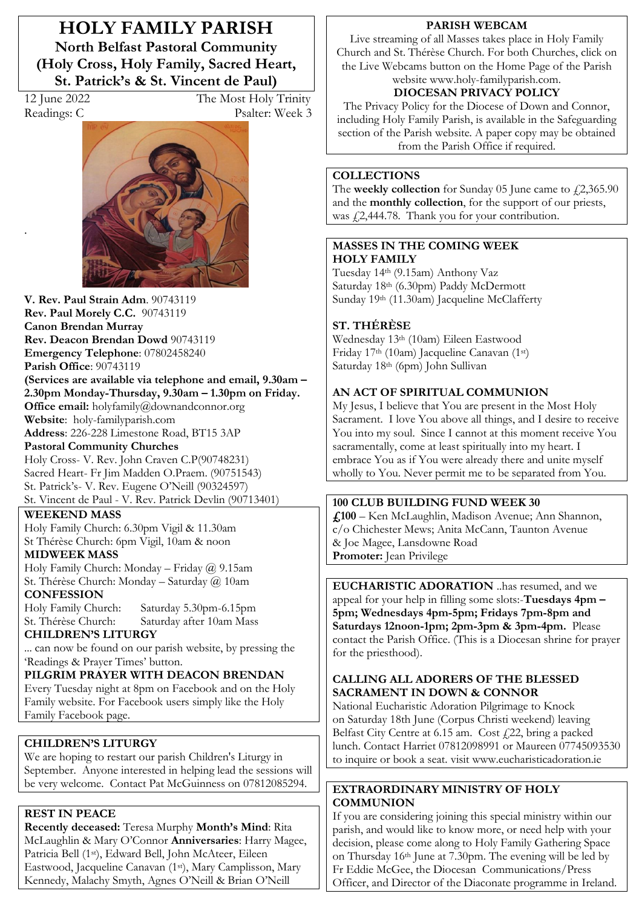# HOLY FAMILY PARISH

## North Belfast Pastoral Community (Holy Cross, Holy Family, Sacred Heart, St. Patrick's & St. Vincent de Paul)

12 June 2022 — The Most Holy Trinity
Readings: C — Psalter: Week 3

**V. Rev. Paul Strain Adm**. 90743119
**Rev. Paul Morely C.C.** 90743119
**Canon Brendan Murray**
**Rev. Deacon Brendan Dowd** 90743119
**Emergency Telephone**: 07802458240
**Parish Office**: 90743119
**(Services are available via telephone and email, 9.30am – 2.30pm Monday-Thursday, 9.30am – 1.30pm on Friday.**
**Office email:** holyfamily@downandconnor.org
**Website**: holy-familyparish.com
**Address**: 226-228 Limestone Road, BT15 3AP
**Pastoral Community Churches**
Holy Cross- V. Rev. John Craven C.P(90748231)
Sacred Heart- Fr Jim Madden O.Praem. (90751543)
St. Patrick's- V. Rev. Eugene O'Neill (90324597)
St. Vincent de Paul - V. Rev. Patrick Devlin (90713401)

**WEEKEND MASS**
Holy Family Church: 6.30pm Vigil & 11.30am
St Thérèse Church: 6pm Vigil, 10am & noon

**MIDWEEK MASS**
Holy Family Church: Monday – Friday @ 9.15am
St. Thérèse Church: Monday – Saturday @ 10am

**CONFESSION**
Holy Family Church: Saturday 5.30pm-6.15pm
St. Thérèse Church: Saturday after 10am Mass

**CHILDREN'S LITURGY**
... can now be found on our parish website, by pressing the 'Readings & Prayer Times' button.

**PILGRIM PRAYER WITH DEACON BRENDAN**
Every Tuesday night at 8pm on Facebook and on the Holy Family website. For Facebook users simply like the Holy Family Facebook page.

### CHILDREN'S LITURGY

We are hoping to restart our parish Children's Liturgy in September. Anyone interested in helping lead the sessions will be very welcome. Contact Pat McGuinness on 07812085294.

### REST IN PEACE

**Recently deceased:** Teresa Murphy **Month's Mind**: Rita McLaughlin & Mary O'Connor **Anniversaries**: Harry Magee, Patricia Bell (1st), Edward Bell, John McAteer, Eileen Eastwood, Jacqueline Canavan (1st), Mary Camplisson, Mary Kennedy, Malachy Smyth, Agnes O'Neill & Brian O'Neill

### PARISH WEBCAM

Live streaming of all Masses takes place in Holy Family Church and St. Thérèse Church. For both Churches, click on the Live Webcams button on the Home Page of the Parish website www.holy-familyparish.com.

### DIOCESAN PRIVACY POLICY

The Privacy Policy for the Diocese of Down and Connor, including Holy Family Parish, is available in the Safeguarding section of the Parish website. A paper copy may be obtained from the Parish Office if required.

### COLLECTIONS

The **weekly collection** for Sunday 05 June came to £2,365.90 and the **monthly collection**, for the support of our priests, was £2,444.78. Thank you for your contribution.

### MASSES IN THE COMING WEEK

**HOLY FAMILY**
Tuesday 14th (9.15am) Anthony Vaz
Saturday 18th (6.30pm) Paddy McDermott
Sunday 19th (11.30am) Jacqueline McClafferty

**ST. THÉRÈSE**
Wednesday 13th (10am) Eileen Eastwood
Friday 17th (10am) Jacqueline Canavan (1st)
Saturday 18th (6pm) John Sullivan

### AN ACT OF SPIRITUAL COMMUNION

My Jesus, I believe that You are present in the Most Holy Sacrament. I love You above all things, and I desire to receive You into my soul. Since I cannot at this moment receive You sacramentally, come at least spiritually into my heart. I embrace You as if You were already there and unite myself wholly to You. Never permit me to be separated from You.

### 100 CLUB BUILDING FUND WEEK 30

**£100** – Ken McLaughlin, Madison Avenue; Ann Shannon, c/o Chichester Mews; Anita McCann, Taunton Avenue & Joe Magee, Lansdowne Road
**Promoter:** Jean Privilege

### EUCHARISTIC ADORATION

**EUCHARISTIC ADORATION** ..has resumed, and we appeal for your help in filling some slots:-**Tuesdays 4pm – 5pm; Wednesdays 4pm-5pm; Fridays 7pm-8pm and Saturdays 12noon-1pm; 2pm-3pm & 3pm-4pm.** Please contact the Parish Office. (This is a Diocesan shrine for prayer for the priesthood).

### CALLING ALL ADORERS OF THE BLESSED SACRAMENT IN DOWN & CONNOR

National Eucharistic Adoration Pilgrimage to Knock on Saturday 18th June (Corpus Christi weekend) leaving Belfast City Centre at 6.15 am. Cost £22, bring a packed lunch. Contact Harriet 07812098991 or Maureen 07745093530 to inquire or book a seat. visit www.eucharisticadoration.ie

### EXTRAORDINARY MINISTRY OF HOLY COMMUNION

If you are considering joining this special ministry within our parish, and would like to know more, or need help with your decision, please come along to Holy Family Gathering Space on Thursday 16th June at 7.30pm. The evening will be led by Fr Eddie McGee, the Diocesan Communications/Press Officer, and Director of the Diaconate programme in Ireland.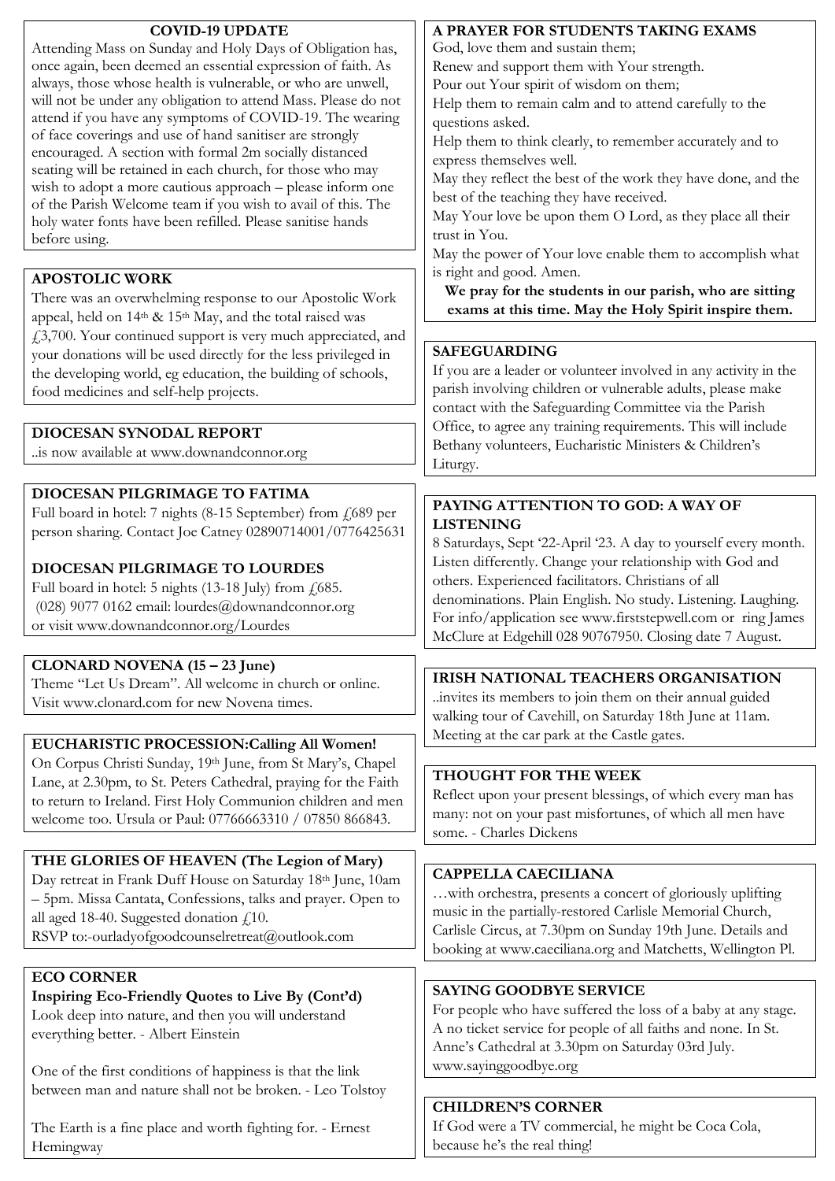## COVID-19 UPDATE

Attending Mass on Sunday and Holy Days of Obligation has, once again, been deemed an essential expression of faith. As always, those whose health is vulnerable, or who are unwell, will not be under any obligation to attend Mass. Please do not attend if you have any symptoms of COVID-19. The wearing of face coverings and use of hand sanitiser are strongly encouraged. A section with formal 2m socially distanced seating will be retained in each church, for those who may wish to adopt a more cautious approach – please inform one of the Parish Welcome team if you wish to avail of this. The holy water fonts have been refilled. Please sanitise hands before using.

## APOSTOLIC WORK

There was an overwhelming response to our Apostolic Work appeal, held on 14th & 15th May, and the total raised was £3,700. Your continued support is very much appreciated, and your donations will be used directly for the less privileged in the developing world, eg education, the building of schools, food medicines and self-help projects.

## DIOCESAN SYNODAL REPORT

..is now available at www.downandconnor.org

## DIOCESAN PILGRIMAGE TO FATIMA

Full board in hotel: 7 nights (8-15 September) from £689 per person sharing. Contact Joe Catney 02890714001/0776425631

## DIOCESAN PILGRIMAGE TO LOURDES

Full board in hotel: 5 nights (13-18 July) from £685. (028) 9077 0162 email: lourdes@downandconnor.org or visit www.downandconnor.org/Lourdes

## CLONARD NOVENA (15 – 23 June)

Theme "Let Us Dream". All welcome in church or online. Visit www.clonard.com for new Novena times.

## EUCHARISTIC PROCESSION:Calling All Women!

On Corpus Christi Sunday, 19th June, from St Mary's, Chapel Lane, at 2.30pm, to St. Peters Cathedral, praying for the Faith to return to Ireland. First Holy Communion children and men welcome too. Ursula or Paul: 07766663310 / 07850 866843.

## THE GLORIES OF HEAVEN (The Legion of Mary)

Day retreat in Frank Duff House on Saturday 18th June, 10am – 5pm. Missa Cantata, Confessions, talks and prayer. Open to all aged 18-40. Suggested donation £10.
RSVP to:-ourladyofgoodcounselretreat@outlook.com

## ECO CORNER

**Inspiring Eco-Friendly Quotes to Live By (Cont'd)**

Look deep into nature, and then you will understand everything better. - Albert Einstein

One of the first conditions of happiness is that the link between man and nature shall not be broken. - Leo Tolstoy

The Earth is a fine place and worth fighting for. - Ernest Hemingway

## A PRAYER FOR STUDENTS TAKING EXAMS

God, love them and sustain them;
Renew and support them with Your strength.
Pour out Your spirit of wisdom on them;
Help them to remain calm and to attend carefully to the questions asked.
Help them to think clearly, to remember accurately and to express themselves well.
May they reflect the best of the work they have done, and the best of the teaching they have received.
May Your love be upon them O Lord, as they place all their trust in You.
May the power of Your love enable them to accomplish what is right and good. Amen.

**We pray for the students in our parish, who are sitting exams at this time. May the Holy Spirit inspire them.**

## SAFEGUARDING

If you are a leader or volunteer involved in any activity in the parish involving children or vulnerable adults, please make contact with the Safeguarding Committee via the Parish Office, to agree any training requirements. This will include Bethany volunteers, Eucharistic Ministers & Children's Liturgy.

## PAYING ATTENTION TO GOD: A WAY OF LISTENING

8 Saturdays, Sept '22-April '23. A day to yourself every month. Listen differently. Change your relationship with God and others. Experienced facilitators. Christians of all denominations. Plain English. No study. Listening. Laughing. For info/application see www.firststepwell.com or ring James McClure at Edgehill 028 90767950. Closing date 7 August.

## IRISH NATIONAL TEACHERS ORGANISATION

..invites its members to join them on their annual guided walking tour of Cavehill, on Saturday 18th June at 11am. Meeting at the car park at the Castle gates.

## THOUGHT FOR THE WEEK

Reflect upon your present blessings, of which every man has many: not on your past misfortunes, of which all men have some. - Charles Dickens

## CAPPELLA CAECILIANA

…with orchestra, presents a concert of gloriously uplifting music in the partially-restored Carlisle Memorial Church, Carlisle Circus, at 7.30pm on Sunday 19th June. Details and booking at www.caeciliana.org and Matchetts, Wellington Pl.

## SAYING GOODBYE SERVICE

For people who have suffered the loss of a baby at any stage. A no ticket service for people of all faiths and none. In St. Anne's Cathedral at 3.30pm on Saturday 03rd July. www.sayinggoodbye.org

## CHILDREN'S CORNER

If God were a TV commercial, he might be Coca Cola, because he's the real thing!